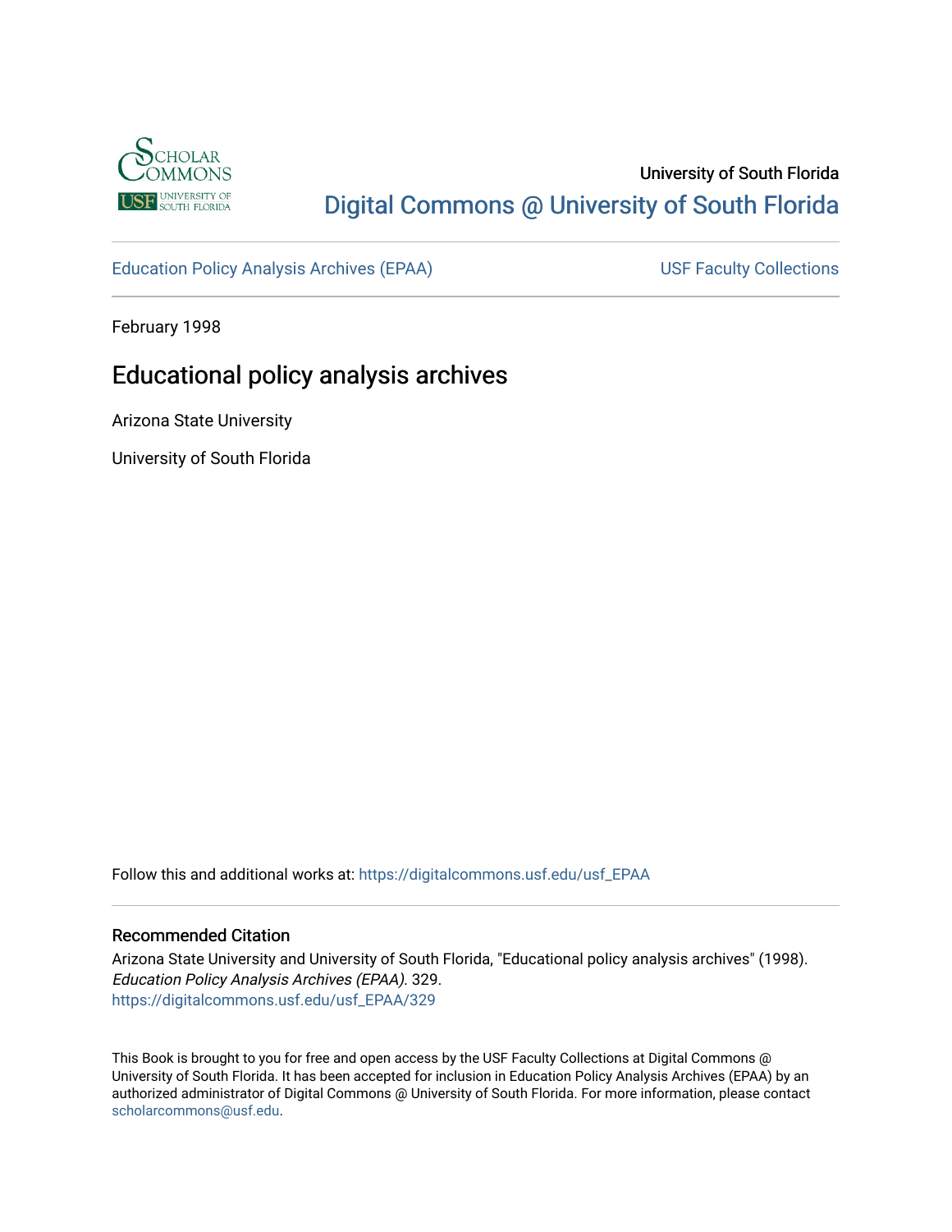University of South Florida

Digital Commons @ University of South Florida

Education Policy Analysis Archives (EPAA) | USF Faculty Collections

February 1998

# Educational policy analysis archives

Arizona State University

University of South Florida

Follow this and additional works at: https://digitalcommons.usf.edu/usf_EPAA

## Recommended Citation

Arizona State University and University of South Florida, "Educational policy analysis archives" (1998). *Education Policy Analysis Archives (EPAA)*. 329.
https://digitalcommons.usf.edu/usf_EPAA/329

This Book is brought to you for free and open access by the USF Faculty Collections at Digital Commons @ University of South Florida. It has been accepted for inclusion in Education Policy Analysis Archives (EPAA) by an authorized administrator of Digital Commons @ University of South Florida. For more information, please contact scholarcommons@usf.edu.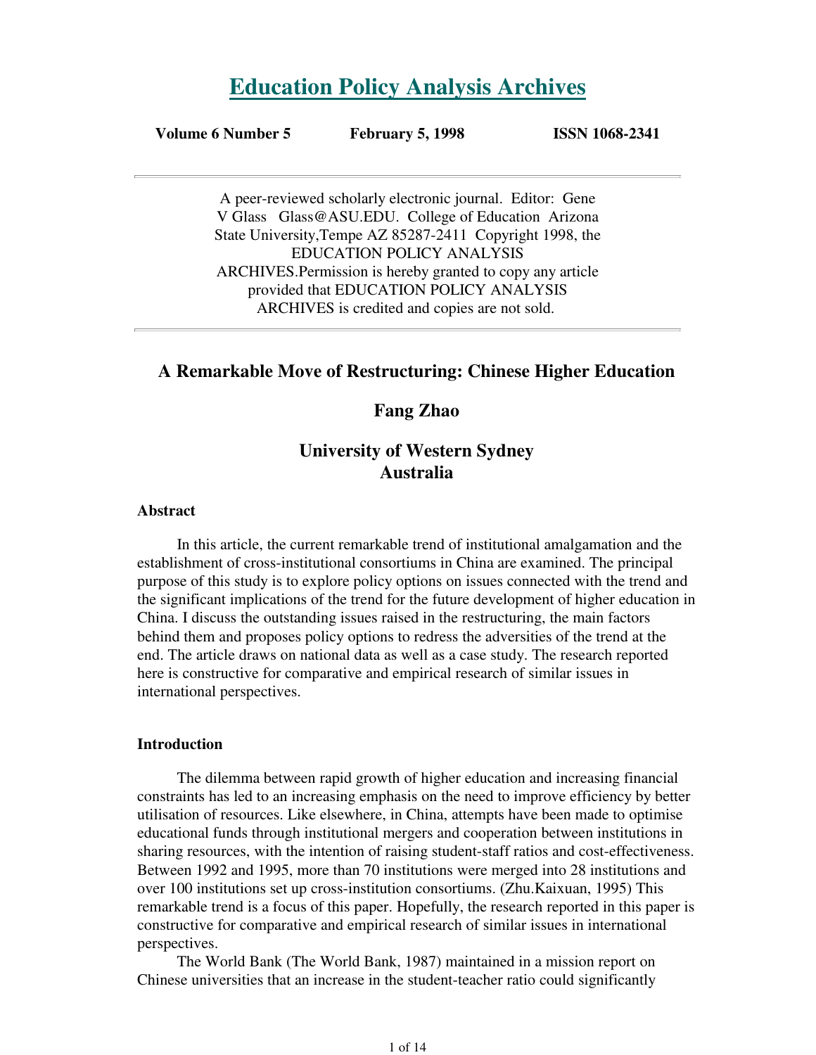# Education Policy Analysis Archives

**Volume 6 Number 5** **February 5, 1998** **ISSN 1068-2341**

A peer-reviewed scholarly electronic journal. Editor: Gene V Glass Glass@ASU.EDU. College of Education Arizona State University,Tempe AZ 85287-2411 Copyright 1998, the EDUCATION POLICY ANALYSIS ARCHIVES.Permission is hereby granted to copy any article provided that EDUCATION POLICY ANALYSIS ARCHIVES is credited and copies are not sold.

## A Remarkable Move of Restructuring: Chinese Higher Education

### Fang Zhao

### University of Western Sydney
### Australia

#### Abstract

In this article, the current remarkable trend of institutional amalgamation and the establishment of cross-institutional consortiums in China are examined. The principal purpose of this study is to explore policy options on issues connected with the trend and the significant implications of the trend for the future development of higher education in China. I discuss the outstanding issues raised in the restructuring, the main factors behind them and proposes policy options to redress the adversities of the trend at the end. The article draws on national data as well as a case study. The research reported here is constructive for comparative and empirical research of similar issues in international perspectives.

#### Introduction

The dilemma between rapid growth of higher education and increasing financial constraints has led to an increasing emphasis on the need to improve efficiency by better utilisation of resources. Like elsewhere, in China, attempts have been made to optimise educational funds through institutional mergers and cooperation between institutions in sharing resources, with the intention of raising student-staff ratios and cost-effectiveness. Between 1992 and 1995, more than 70 institutions were merged into 28 institutions and over 100 institutions set up cross-institution consortiums. (Zhu.Kaixuan, 1995) This remarkable trend is a focus of this paper. Hopefully, the research reported in this paper is constructive for comparative and empirical research of similar issues in international perspectives.

The World Bank (The World Bank, 1987) maintained in a mission report on Chinese universities that an increase in the student-teacher ratio could significantly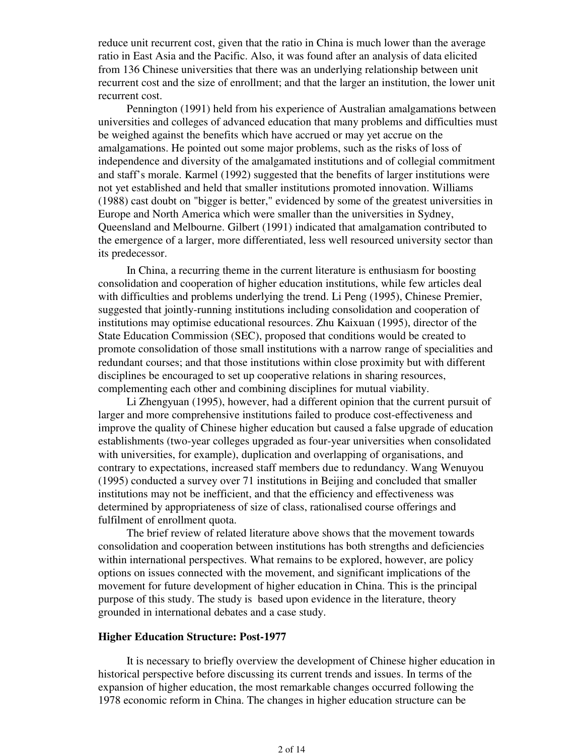reduce unit recurrent cost, given that the ratio in China is much lower than the average ratio in East Asia and the Pacific. Also, it was found after an analysis of data elicited from 136 Chinese universities that there was an underlying relationship between unit recurrent cost and the size of enrollment; and that the larger an institution, the lower unit recurrent cost.

Pennington (1991) held from his experience of Australian amalgamations between universities and colleges of advanced education that many problems and difficulties must be weighed against the benefits which have accrued or may yet accrue on the amalgamations. He pointed out some major problems, such as the risks of loss of independence and diversity of the amalgamated institutions and of collegial commitment and staff's morale. Karmel (1992) suggested that the benefits of larger institutions were not yet established and held that smaller institutions promoted innovation. Williams (1988) cast doubt on "bigger is better," evidenced by some of the greatest universities in Europe and North America which were smaller than the universities in Sydney, Queensland and Melbourne. Gilbert (1991) indicated that amalgamation contributed to the emergence of a larger, more differentiated, less well resourced university sector than its predecessor.

In China, a recurring theme in the current literature is enthusiasm for boosting consolidation and cooperation of higher education institutions, while few articles deal with difficulties and problems underlying the trend. Li Peng (1995), Chinese Premier, suggested that jointly-running institutions including consolidation and cooperation of institutions may optimise educational resources. Zhu Kaixuan (1995), director of the State Education Commission (SEC), proposed that conditions would be created to promote consolidation of those small institutions with a narrow range of specialities and redundant courses; and that those institutions within close proximity but with different disciplines be encouraged to set up cooperative relations in sharing resources, complementing each other and combining disciplines for mutual viability.

Li Zhengyuan (1995), however, had a different opinion that the current pursuit of larger and more comprehensive institutions failed to produce cost-effectiveness and improve the quality of Chinese higher education but caused a false upgrade of education establishments (two-year colleges upgraded as four-year universities when consolidated with universities, for example), duplication and overlapping of organisations, and contrary to expectations, increased staff members due to redundancy. Wang Wenuyou (1995) conducted a survey over 71 institutions in Beijing and concluded that smaller institutions may not be inefficient, and that the efficiency and effectiveness was determined by appropriateness of size of class, rationalised course offerings and fulfilment of enrollment quota.

The brief review of related literature above shows that the movement towards consolidation and cooperation between institutions has both strengths and deficiencies within international perspectives. What remains to be explored, however, are policy options on issues connected with the movement, and significant implications of the movement for future development of higher education in China. This is the principal purpose of this study. The study is based upon evidence in the literature, theory grounded in international debates and a case study.

**Higher Education Structure: Post-1977**

It is necessary to briefly overview the development of Chinese higher education in historical perspective before discussing its current trends and issues. In terms of the expansion of higher education, the most remarkable changes occurred following the 1978 economic reform in China. The changes in higher education structure can be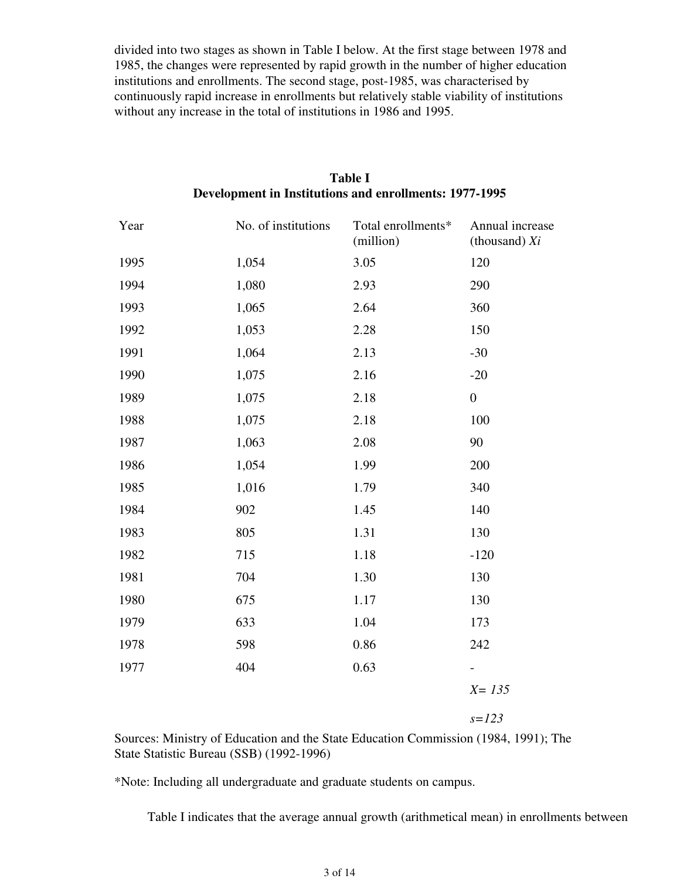divided into two stages as shown in Table I below. At the first stage between 1978 and 1985, the changes were represented by rapid growth in the number of higher education institutions and enrollments. The second stage, post-1985, was characterised by continuously rapid increase in enrollments but relatively stable viability of institutions without any increase in the total of institutions in 1986 and 1995.

**Table I**
**Development in Institutions and enrollments: 1977-1995**

| Year | No. of institutions | Total enrollments* (million) | Annual increase (thousand) $X_i$ |
|---|---|---|---|
| 1995 | 1,054 | 3.05 | 120 |
| 1994 | 1,080 | 2.93 | 290 |
| 1993 | 1,065 | 2.64 | 360 |
| 1992 | 1,053 | 2.28 | 150 |
| 1991 | 1,064 | 2.13 | -30 |
| 1990 | 1,075 | 2.16 | -20 |
| 1989 | 1,075 | 2.18 | 0 |
| 1988 | 1,075 | 2.18 | 100 |
| 1987 | 1,063 | 2.08 | 90 |
| 1986 | 1,054 | 1.99 | 200 |
| 1985 | 1,016 | 1.79 | 340 |
| 1984 | 902 | 1.45 | 140 |
| 1983 | 805 | 1.31 | 130 |
| 1982 | 715 | 1.18 | -120 |
| 1981 | 704 | 1.30 | 130 |
| 1980 | 675 | 1.17 | 130 |
| 1979 | 633 | 1.04 | 173 |
| 1978 | 598 | 0.86 | 242 |
| 1977 | 404 | 0.63 | - |
| | | | $X= 135$ |
| | | | $s=123$ |

Sources: Ministry of Education and the State Education Commission (1984, 1991); The State Statistic Bureau (SSB) (1992-1996)

*Note: Including all undergraduate and graduate students on campus.

Table I indicates that the average annual growth (arithmetical mean) in enrollments between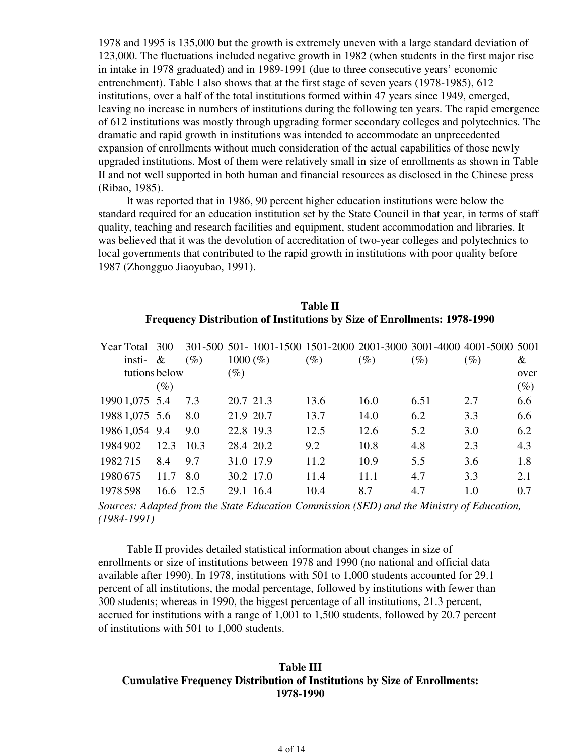1978 and 1995 is 135,000 but the growth is extremely uneven with a large standard deviation of 123,000. The fluctuations included negative growth in 1982 (when students in the first major rise in intake in 1978 graduated) and in 1989-1991 (due to three consecutive years' economic entrenchment). Table I also shows that at the first stage of seven years (1978-1985), 612 institutions, over a half of the total institutions formed within 47 years since 1949, emerged, leaving no increase in numbers of institutions during the following ten years. The rapid emergence of 612 institutions was mostly through upgrading former secondary colleges and polytechnics. The dramatic and rapid growth in institutions was intended to accommodate an unprecedented expansion of enrollments without much consideration of the actual capabilities of those newly upgraded institutions. Most of them were relatively small in size of enrollments as shown in Table II and not well supported in both human and financial resources as disclosed in the Chinese press (Ribao, 1985).

It was reported that in 1986, 90 percent higher education institutions were below the standard required for an education institution set by the State Council in that year, in terms of staff quality, teaching and research facilities and equipment, student accommodation and libraries. It was believed that it was the devolution of accreditation of two-year colleges and polytechnics to local governments that contributed to the rapid growth in institutions with poor quality before 1987 (Zhongguo Jiaoyubao, 1991).

**Table II**
**Frequency Distribution of Institutions by Size of Enrollments: 1978-1990**

| Year | Total institutions | 300 & below (%) | 301-500 (%) | 501-1000 (%) | 1001-1500 (%) | 1501-2000 (%) | 2001-3000 (%) | 3001-4000 (%) | 4001-5000 (%) | 5001 & over (%) |
|---|---|---|---|---|---|---|---|---|---|---|
| 1990 | 1,075 | 5.4 | 7.3 | 20.7 | 21.3 | 13.6 | 16.0 | 6.51 | 2.7 | 6.6 |
| 1988 | 1,075 | 5.6 | 8.0 | 21.9 | 20.7 | 13.7 | 14.0 | 6.2 | 3.3 | 6.6 |
| 1986 | 1,054 | 9.4 | 9.0 | 22.8 | 19.3 | 12.5 | 12.6 | 5.2 | 3.0 | 6.2 |
| 1984 | 902 | 12.3 | 10.3 | 28.4 | 20.2 | 9.2 | 10.8 | 4.8 | 2.3 | 4.3 |
| 1982 | 715 | 8.4 | 9.7 | 31.0 | 17.9 | 11.2 | 10.9 | 5.5 | 3.6 | 1.8 |
| 1980 | 675 | 11.7 | 8.0 | 30.2 | 17.0 | 11.4 | 11.1 | 4.7 | 3.3 | 2.1 |
| 1978 | 598 | 16.6 | 12.5 | 29.1 | 16.4 | 10.4 | 8.7 | 4.7 | 1.0 | 0.7 |

*Sources: Adapted from the State Education Commission (SED) and the Ministry of Education, (1984-1991)*

Table II provides detailed statistical information about changes in size of enrollments or size of institutions between 1978 and 1990 (no national and official data available after 1990). In 1978, institutions with 501 to 1,000 students accounted for 29.1 percent of all institutions, the modal percentage, followed by institutions with fewer than 300 students; whereas in 1990, the biggest percentage of all institutions, 21.3 percent, accrued for institutions with a range of 1,001 to 1,500 students, followed by 20.7 percent of institutions with 501 to 1,000 students.

**Table III**
**Cumulative Frequency Distribution of Institutions by Size of Enrollments: 1978-1990**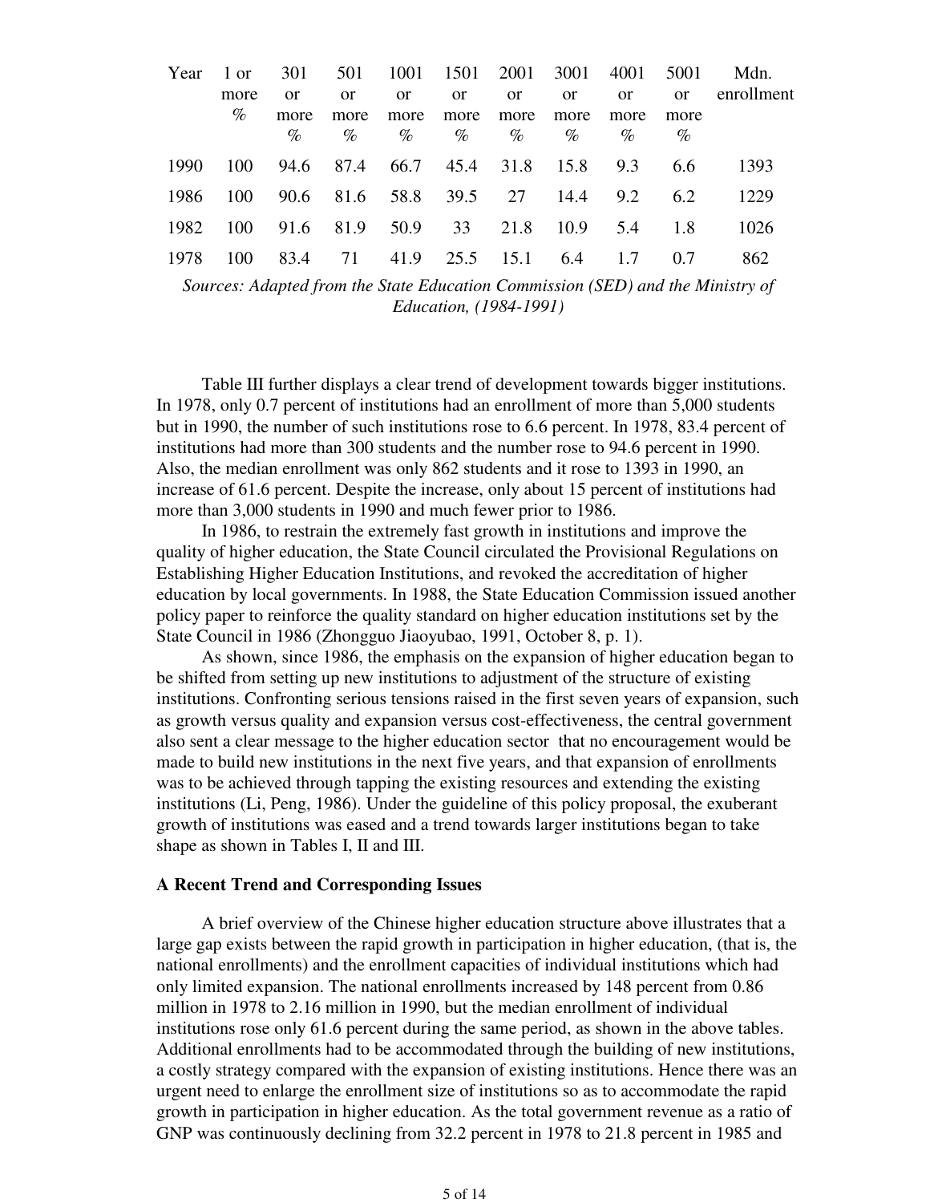| Year | 1 or more % | 301 or more % | 501 or more % | 1001 or more % | 1501 or more % | 2001 or more % | 3001 or more % | 4001 or more % | 5001 or more % | Mdn. enrollment |
|---|---|---|---|---|---|---|---|---|---|---|
| 1990 | 100 | 94.6 | 87.4 | 66.7 | 45.4 | 31.8 | 15.8 | 9.3 | 6.6 | 1393 |
| 1986 | 100 | 90.6 | 81.6 | 58.8 | 39.5 | 27 | 14.4 | 9.2 | 6.2 | 1229 |
| 1982 | 100 | 91.6 | 81.9 | 50.9 | 33 | 21.8 | 10.9 | 5.4 | 1.8 | 1026 |
| 1978 | 100 | 83.4 | 71 | 41.9 | 25.5 | 15.1 | 6.4 | 1.7 | 0.7 | 862 |

*Sources: Adapted from the State Education Commission (SED) and the Ministry of Education, (1984-1991)*

Table III further displays a clear trend of development towards bigger institutions. In 1978, only 0.7 percent of institutions had an enrollment of more than 5,000 students but in 1990, the number of such institutions rose to 6.6 percent. In 1978, 83.4 percent of institutions had more than 300 students and the number rose to 94.6 percent in 1990. Also, the median enrollment was only 862 students and it rose to 1393 in 1990, an increase of 61.6 percent. Despite the increase, only about 15 percent of institutions had more than 3,000 students in 1990 and much fewer prior to 1986.

In 1986, to restrain the extremely fast growth in institutions and improve the quality of higher education, the State Council circulated the Provisional Regulations on Establishing Higher Education Institutions, and revoked the accreditation of higher education by local governments. In 1988, the State Education Commission issued another policy paper to reinforce the quality standard on higher education institutions set by the State Council in 1986 (Zhongguo Jiaoyubao, 1991, October 8, p. 1).

As shown, since 1986, the emphasis on the expansion of higher education began to be shifted from setting up new institutions to adjustment of the structure of existing institutions. Confronting serious tensions raised in the first seven years of expansion, such as growth versus quality and expansion versus cost-effectiveness, the central government also sent a clear message to the higher education sector that no encouragement would be made to build new institutions in the next five years, and that expansion of enrollments was to be achieved through tapping the existing resources and extending the existing institutions (Li, Peng, 1986). Under the guideline of this policy proposal, the exuberant growth of institutions was eased and a trend towards larger institutions began to take shape as shown in Tables I, II and III.

**A Recent Trend and Corresponding Issues**

A brief overview of the Chinese higher education structure above illustrates that a large gap exists between the rapid growth in participation in higher education, (that is, the national enrollments) and the enrollment capacities of individual institutions which had only limited expansion. The national enrollments increased by 148 percent from 0.86 million in 1978 to 2.16 million in 1990, but the median enrollment of individual institutions rose only 61.6 percent during the same period, as shown in the above tables. Additional enrollments had to be accommodated through the building of new institutions, a costly strategy compared with the expansion of existing institutions. Hence there was an urgent need to enlarge the enrollment size of institutions so as to accommodate the rapid growth in participation in higher education. As the total government revenue as a ratio of GNP was continuously declining from 32.2 percent in 1978 to 21.8 percent in 1985 and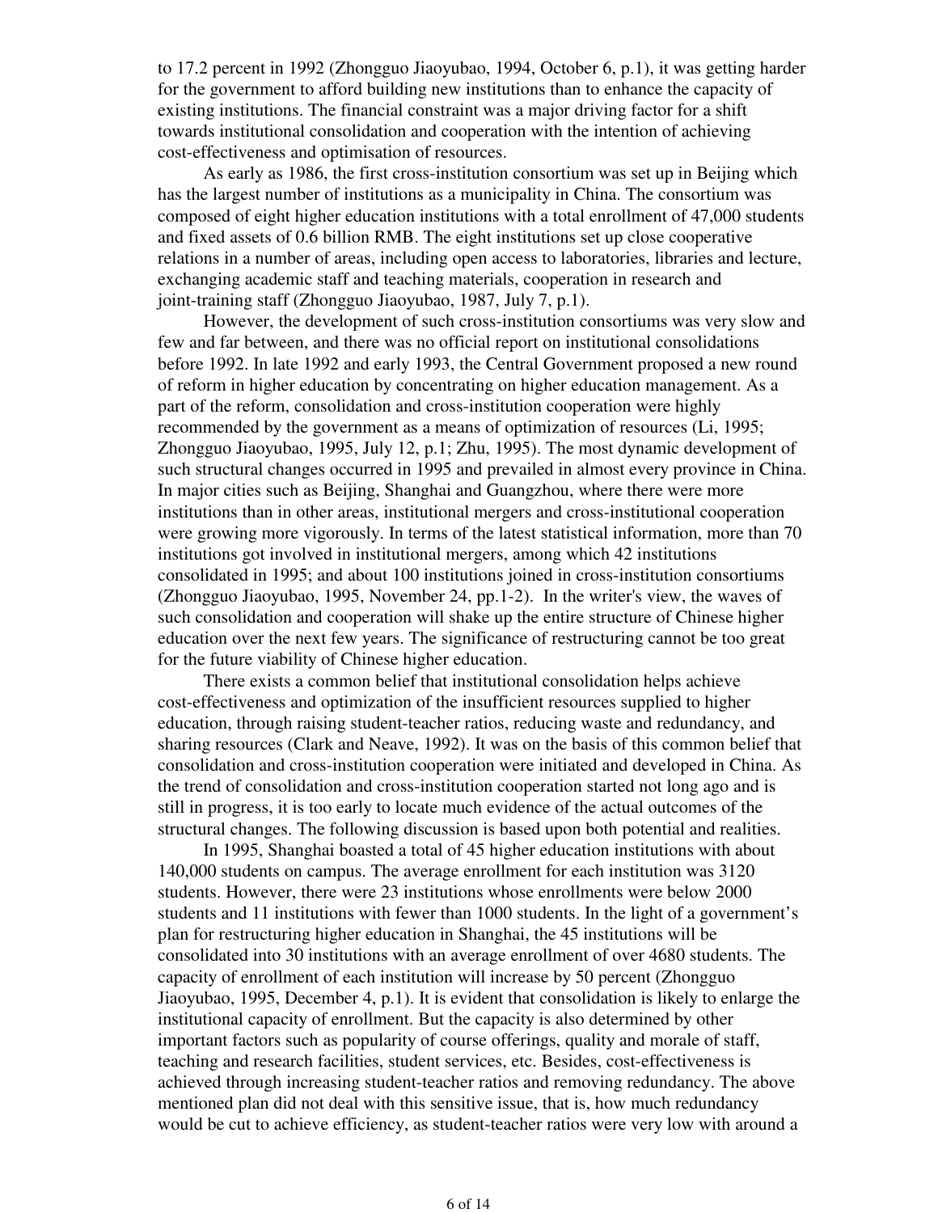to 17.2 percent in 1992 (Zhongguo Jiaoyubao, 1994, October 6, p.1), it was getting harder for the government to afford building new institutions than to enhance the capacity of existing institutions. The financial constraint was a major driving factor for a shift towards institutional consolidation and cooperation with the intention of achieving cost-effectiveness and optimisation of resources.

As early as 1986, the first cross-institution consortium was set up in Beijing which has the largest number of institutions as a municipality in China. The consortium was composed of eight higher education institutions with a total enrollment of 47,000 students and fixed assets of 0.6 billion RMB. The eight institutions set up close cooperative relations in a number of areas, including open access to laboratories, libraries and lecture, exchanging academic staff and teaching materials, cooperation in research and joint-training staff (Zhongguo Jiaoyubao, 1987, July 7, p.1).

However, the development of such cross-institution consortiums was very slow and few and far between, and there was no official report on institutional consolidations before 1992. In late 1992 and early 1993, the Central Government proposed a new round of reform in higher education by concentrating on higher education management. As a part of the reform, consolidation and cross-institution cooperation were highly recommended by the government as a means of optimization of resources (Li, 1995; Zhongguo Jiaoyubao, 1995, July 12, p.1; Zhu, 1995). The most dynamic development of such structural changes occurred in 1995 and prevailed in almost every province in China. In major cities such as Beijing, Shanghai and Guangzhou, where there were more institutions than in other areas, institutional mergers and cross-institutional cooperation were growing more vigorously. In terms of the latest statistical information, more than 70 institutions got involved in institutional mergers, among which 42 institutions consolidated in 1995; and about 100 institutions joined in cross-institution consortiums (Zhongguo Jiaoyubao, 1995, November 24, pp.1-2). In the writer's view, the waves of such consolidation and cooperation will shake up the entire structure of Chinese higher education over the next few years. The significance of restructuring cannot be too great for the future viability of Chinese higher education.

There exists a common belief that institutional consolidation helps achieve cost-effectiveness and optimization of the insufficient resources supplied to higher education, through raising student-teacher ratios, reducing waste and redundancy, and sharing resources (Clark and Neave, 1992). It was on the basis of this common belief that consolidation and cross-institution cooperation were initiated and developed in China. As the trend of consolidation and cross-institution cooperation started not long ago and is still in progress, it is too early to locate much evidence of the actual outcomes of the structural changes. The following discussion is based upon both potential and realities.

In 1995, Shanghai boasted a total of 45 higher education institutions with about 140,000 students on campus. The average enrollment for each institution was 3120 students. However, there were 23 institutions whose enrollments were below 2000 students and 11 institutions with fewer than 1000 students. In the light of a government's plan for restructuring higher education in Shanghai, the 45 institutions will be consolidated into 30 institutions with an average enrollment of over 4680 students. The capacity of enrollment of each institution will increase by 50 percent (Zhongguo Jiaoyubao, 1995, December 4, p.1). It is evident that consolidation is likely to enlarge the institutional capacity of enrollment. But the capacity is also determined by other important factors such as popularity of course offerings, quality and morale of staff, teaching and research facilities, student services, etc. Besides, cost-effectiveness is achieved through increasing student-teacher ratios and removing redundancy. The above mentioned plan did not deal with this sensitive issue, that is, how much redundancy would be cut to achieve efficiency, as student-teacher ratios were very low with around a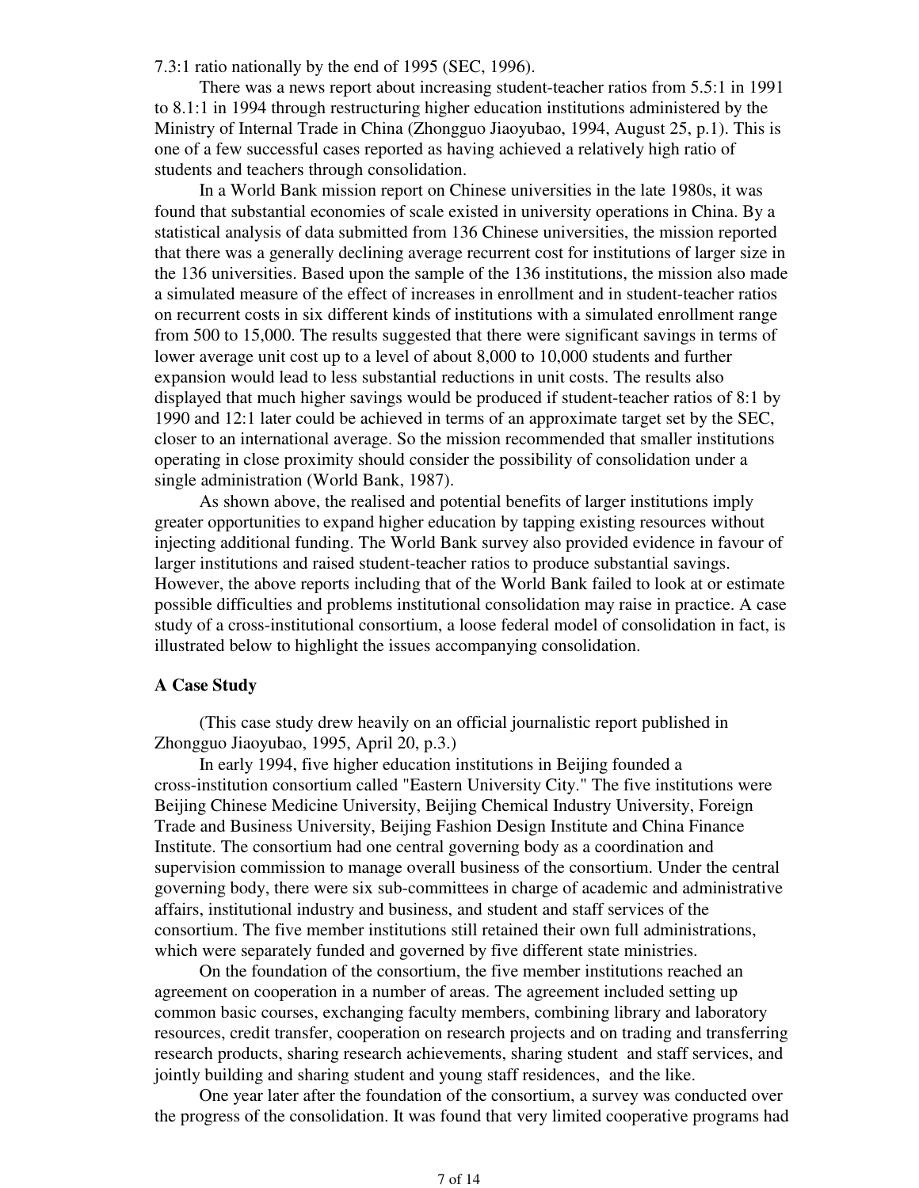7.3:1 ratio nationally by the end of 1995 (SEC, 1996).

There was a news report about increasing student-teacher ratios from 5.5:1 in 1991 to 8.1:1 in 1994 through restructuring higher education institutions administered by the Ministry of Internal Trade in China (Zhongguo Jiaoyubao, 1994, August 25, p.1). This is one of a few successful cases reported as having achieved a relatively high ratio of students and teachers through consolidation.

In a World Bank mission report on Chinese universities in the late 1980s, it was found that substantial economies of scale existed in university operations in China. By a statistical analysis of data submitted from 136 Chinese universities, the mission reported that there was a generally declining average recurrent cost for institutions of larger size in the 136 universities. Based upon the sample of the 136 institutions, the mission also made a simulated measure of the effect of increases in enrollment and in student-teacher ratios on recurrent costs in six different kinds of institutions with a simulated enrollment range from 500 to 15,000. The results suggested that there were significant savings in terms of lower average unit cost up to a level of about 8,000 to 10,000 students and further expansion would lead to less substantial reductions in unit costs. The results also displayed that much higher savings would be produced if student-teacher ratios of 8:1 by 1990 and 12:1 later could be achieved in terms of an approximate target set by the SEC, closer to an international average. So the mission recommended that smaller institutions operating in close proximity should consider the possibility of consolidation under a single administration (World Bank, 1987).

As shown above, the realised and potential benefits of larger institutions imply greater opportunities to expand higher education by tapping existing resources without injecting additional funding. The World Bank survey also provided evidence in favour of larger institutions and raised student-teacher ratios to produce substantial savings. However, the above reports including that of the World Bank failed to look at or estimate possible difficulties and problems institutional consolidation may raise in practice. A case study of a cross-institutional consortium, a loose federal model of consolidation in fact, is illustrated below to highlight the issues accompanying consolidation.

### A Case Study

(This case study drew heavily on an official journalistic report published in Zhongguo Jiaoyubao, 1995, April 20, p.3.)

In early 1994, five higher education institutions in Beijing founded a cross-institution consortium called "Eastern University City." The five institutions were Beijing Chinese Medicine University, Beijing Chemical Industry University, Foreign Trade and Business University, Beijing Fashion Design Institute and China Finance Institute. The consortium had one central governing body as a coordination and supervision commission to manage overall business of the consortium. Under the central governing body, there were six sub-committees in charge of academic and administrative affairs, institutional industry and business, and student and staff services of the consortium. The five member institutions still retained their own full administrations, which were separately funded and governed by five different state ministries.

On the foundation of the consortium, the five member institutions reached an agreement on cooperation in a number of areas. The agreement included setting up common basic courses, exchanging faculty members, combining library and laboratory resources, credit transfer, cooperation on research projects and on trading and transferring research products, sharing research achievements, sharing student and staff services, and jointly building and sharing student and young staff residences, and the like.

One year later after the foundation of the consortium, a survey was conducted over the progress of the consolidation. It was found that very limited cooperative programs had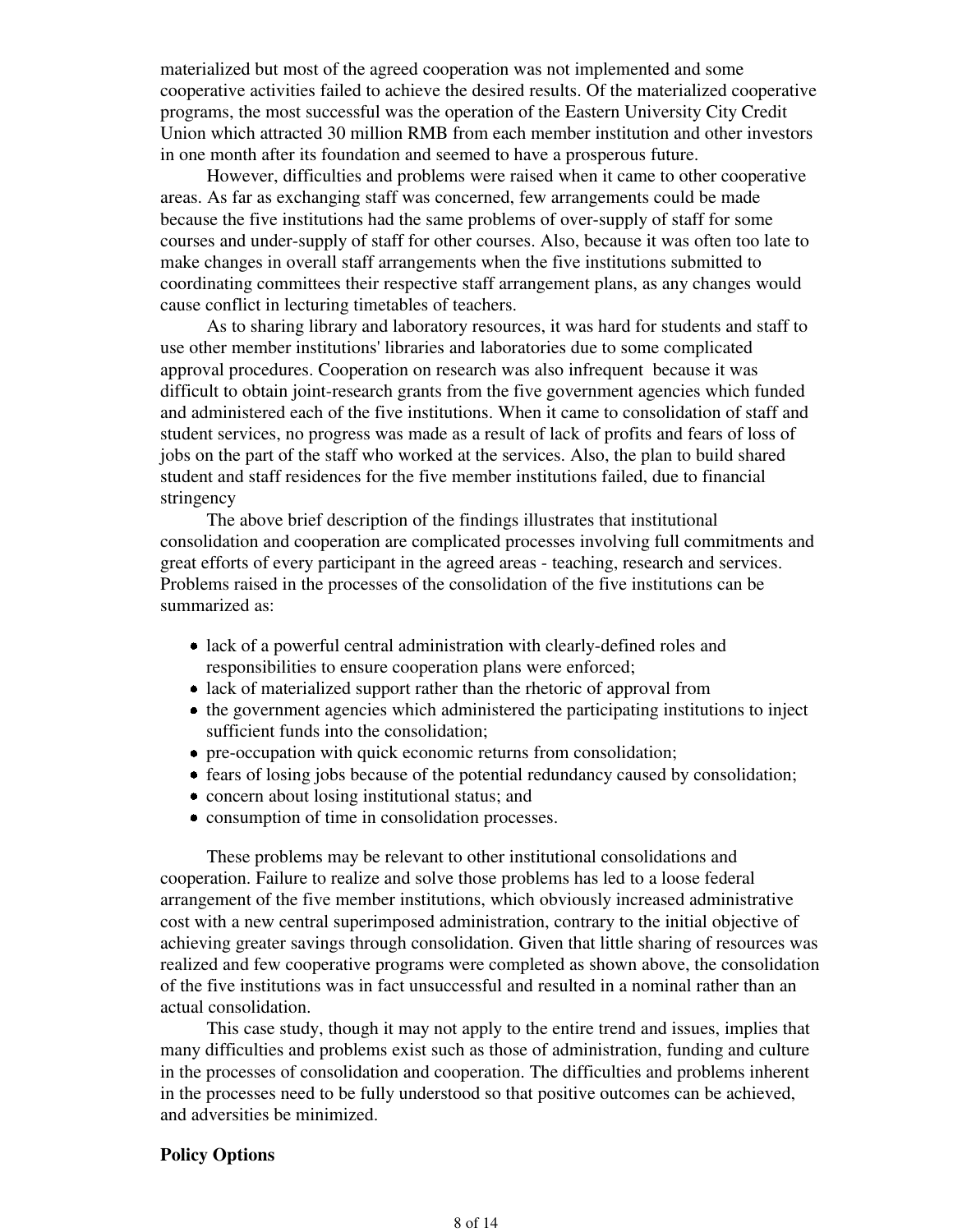materialized but most of the agreed cooperation was not implemented and some cooperative activities failed to achieve the desired results. Of the materialized cooperative programs, the most successful was the operation of the Eastern University City Credit Union which attracted 30 million RMB from each member institution and other investors in one month after its foundation and seemed to have a prosperous future.

However, difficulties and problems were raised when it came to other cooperative areas. As far as exchanging staff was concerned, few arrangements could be made because the five institutions had the same problems of over-supply of staff for some courses and under-supply of staff for other courses. Also, because it was often too late to make changes in overall staff arrangements when the five institutions submitted to coordinating committees their respective staff arrangement plans, as any changes would cause conflict in lecturing timetables of teachers.

As to sharing library and laboratory resources, it was hard for students and staff to use other member institutions' libraries and laboratories due to some complicated approval procedures. Cooperation on research was also infrequent because it was difficult to obtain joint-research grants from the five government agencies which funded and administered each of the five institutions. When it came to consolidation of staff and student services, no progress was made as a result of lack of profits and fears of loss of jobs on the part of the staff who worked at the services. Also, the plan to build shared student and staff residences for the five member institutions failed, due to financial stringency

The above brief description of the findings illustrates that institutional consolidation and cooperation are complicated processes involving full commitments and great efforts of every participant in the agreed areas - teaching, research and services. Problems raised in the processes of the consolidation of the five institutions can be summarized as:

- lack of a powerful central administration with clearly-defined roles and responsibilities to ensure cooperation plans were enforced;
- lack of materialized support rather than the rhetoric of approval from
- the government agencies which administered the participating institutions to inject sufficient funds into the consolidation;
- pre-occupation with quick economic returns from consolidation;
- fears of losing jobs because of the potential redundancy caused by consolidation;
- concern about losing institutional status; and
- consumption of time in consolidation processes.

These problems may be relevant to other institutional consolidations and cooperation. Failure to realize and solve those problems has led to a loose federal arrangement of the five member institutions, which obviously increased administrative cost with a new central superimposed administration, contrary to the initial objective of achieving greater savings through consolidation. Given that little sharing of resources was realized and few cooperative programs were completed as shown above, the consolidation of the five institutions was in fact unsuccessful and resulted in a nominal rather than an actual consolidation.

This case study, though it may not apply to the entire trend and issues, implies that many difficulties and problems exist such as those of administration, funding and culture in the processes of consolidation and cooperation. The difficulties and problems inherent in the processes need to be fully understood so that positive outcomes can be achieved, and adversities be minimized.

**Policy Options**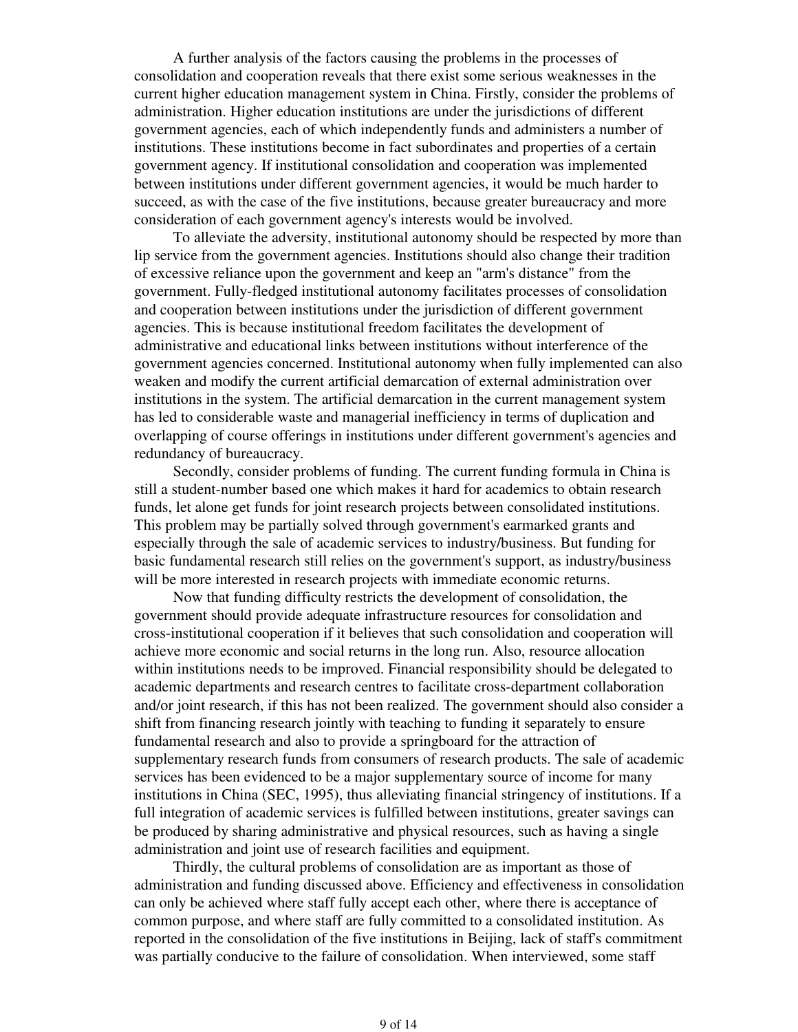A further analysis of the factors causing the problems in the processes of consolidation and cooperation reveals that there exist some serious weaknesses in the current higher education management system in China. Firstly, consider the problems of administration. Higher education institutions are under the jurisdictions of different government agencies, each of which independently funds and administers a number of institutions. These institutions become in fact subordinates and properties of a certain government agency. If institutional consolidation and cooperation was implemented between institutions under different government agencies, it would be much harder to succeed, as with the case of the five institutions, because greater bureaucracy and more consideration of each government agency's interests would be involved.

To alleviate the adversity, institutional autonomy should be respected by more than lip service from the government agencies. Institutions should also change their tradition of excessive reliance upon the government and keep an "arm's distance" from the government. Fully-fledged institutional autonomy facilitates processes of consolidation and cooperation between institutions under the jurisdiction of different government agencies. This is because institutional freedom facilitates the development of administrative and educational links between institutions without interference of the government agencies concerned. Institutional autonomy when fully implemented can also weaken and modify the current artificial demarcation of external administration over institutions in the system. The artificial demarcation in the current management system has led to considerable waste and managerial inefficiency in terms of duplication and overlapping of course offerings in institutions under different government's agencies and redundancy of bureaucracy.

Secondly, consider problems of funding. The current funding formula in China is still a student-number based one which makes it hard for academics to obtain research funds, let alone get funds for joint research projects between consolidated institutions. This problem may be partially solved through government's earmarked grants and especially through the sale of academic services to industry/business. But funding for basic fundamental research still relies on the government's support, as industry/business will be more interested in research projects with immediate economic returns.

Now that funding difficulty restricts the development of consolidation, the government should provide adequate infrastructure resources for consolidation and cross-institutional cooperation if it believes that such consolidation and cooperation will achieve more economic and social returns in the long run. Also, resource allocation within institutions needs to be improved. Financial responsibility should be delegated to academic departments and research centres to facilitate cross-department collaboration and/or joint research, if this has not been realized. The government should also consider a shift from financing research jointly with teaching to funding it separately to ensure fundamental research and also to provide a springboard for the attraction of supplementary research funds from consumers of research products. The sale of academic services has been evidenced to be a major supplementary source of income for many institutions in China (SEC, 1995), thus alleviating financial stringency of institutions. If a full integration of academic services is fulfilled between institutions, greater savings can be produced by sharing administrative and physical resources, such as having a single administration and joint use of research facilities and equipment.

Thirdly, the cultural problems of consolidation are as important as those of administration and funding discussed above. Efficiency and effectiveness in consolidation can only be achieved where staff fully accept each other, where there is acceptance of common purpose, and where staff are fully committed to a consolidated institution. As reported in the consolidation of the five institutions in Beijing, lack of staff's commitment was partially conducive to the failure of consolidation. When interviewed, some staff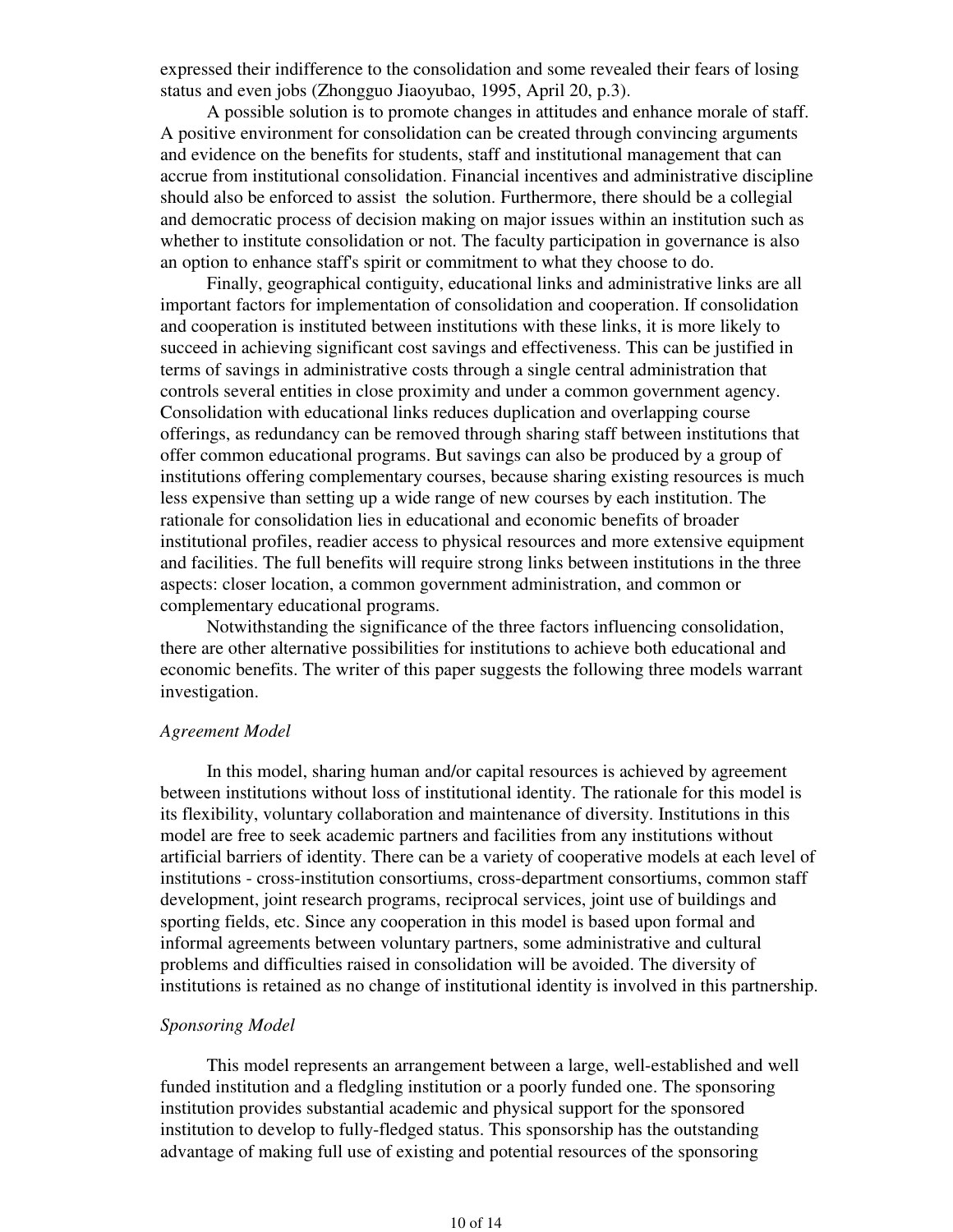expressed their indifference to the consolidation and some revealed their fears of losing status and even jobs (Zhongguo Jiaoyubao, 1995, April 20, p.3).

A possible solution is to promote changes in attitudes and enhance morale of staff. A positive environment for consolidation can be created through convincing arguments and evidence on the benefits for students, staff and institutional management that can accrue from institutional consolidation. Financial incentives and administrative discipline should also be enforced to assist the solution. Furthermore, there should be a collegial and democratic process of decision making on major issues within an institution such as whether to institute consolidation or not. The faculty participation in governance is also an option to enhance staff's spirit or commitment to what they choose to do.

Finally, geographical contiguity, educational links and administrative links are all important factors for implementation of consolidation and cooperation. If consolidation and cooperation is instituted between institutions with these links, it is more likely to succeed in achieving significant cost savings and effectiveness. This can be justified in terms of savings in administrative costs through a single central administration that controls several entities in close proximity and under a common government agency. Consolidation with educational links reduces duplication and overlapping course offerings, as redundancy can be removed through sharing staff between institutions that offer common educational programs. But savings can also be produced by a group of institutions offering complementary courses, because sharing existing resources is much less expensive than setting up a wide range of new courses by each institution. The rationale for consolidation lies in educational and economic benefits of broader institutional profiles, readier access to physical resources and more extensive equipment and facilities. The full benefits will require strong links between institutions in the three aspects: closer location, a common government administration, and common or complementary educational programs.

Notwithstanding the significance of the three factors influencing consolidation, there are other alternative possibilities for institutions to achieve both educational and economic benefits. The writer of this paper suggests the following three models warrant investigation.

*Agreement Model*

In this model, sharing human and/or capital resources is achieved by agreement between institutions without loss of institutional identity. The rationale for this model is its flexibility, voluntary collaboration and maintenance of diversity. Institutions in this model are free to seek academic partners and facilities from any institutions without artificial barriers of identity. There can be a variety of cooperative models at each level of institutions - cross-institution consortiums, cross-department consortiums, common staff development, joint research programs, reciprocal services, joint use of buildings and sporting fields, etc. Since any cooperation in this model is based upon formal and informal agreements between voluntary partners, some administrative and cultural problems and difficulties raised in consolidation will be avoided. The diversity of institutions is retained as no change of institutional identity is involved in this partnership.

*Sponsoring Model*

This model represents an arrangement between a large, well-established and well funded institution and a fledgling institution or a poorly funded one. The sponsoring institution provides substantial academic and physical support for the sponsored institution to develop to fully-fledged status. This sponsorship has the outstanding advantage of making full use of existing and potential resources of the sponsoring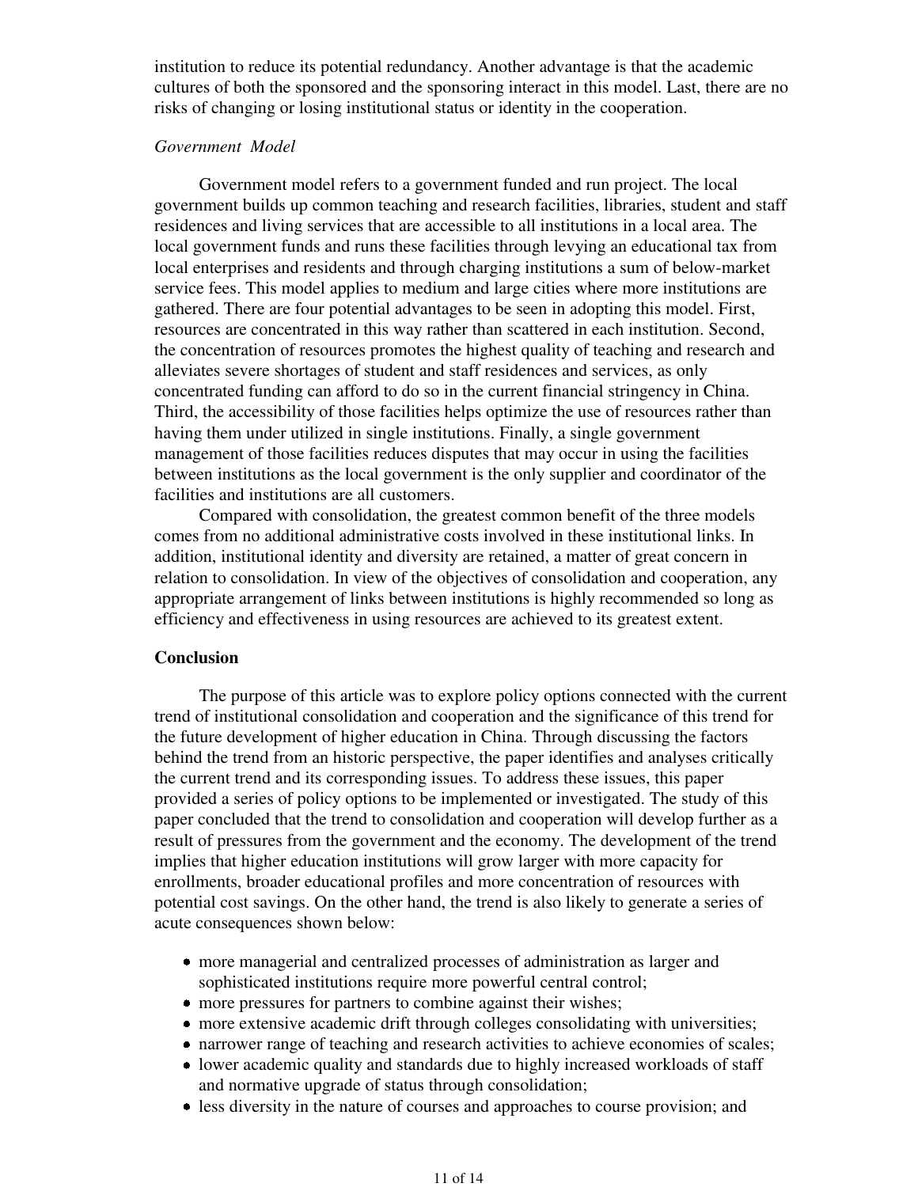institution to reduce its potential redundancy. Another advantage is that the academic cultures of both the sponsored and the sponsoring interact in this model. Last, there are no risks of changing or losing institutional status or identity in the cooperation.

*Government Model*

Government model refers to a government funded and run project. The local government builds up common teaching and research facilities, libraries, student and staff residences and living services that are accessible to all institutions in a local area. The local government funds and runs these facilities through levying an educational tax from local enterprises and residents and through charging institutions a sum of below-market service fees. This model applies to medium and large cities where more institutions are gathered. There are four potential advantages to be seen in adopting this model. First, resources are concentrated in this way rather than scattered in each institution. Second, the concentration of resources promotes the highest quality of teaching and research and alleviates severe shortages of student and staff residences and services, as only concentrated funding can afford to do so in the current financial stringency in China. Third, the accessibility of those facilities helps optimize the use of resources rather than having them under utilized in single institutions. Finally, a single government management of those facilities reduces disputes that may occur in using the facilities between institutions as the local government is the only supplier and coordinator of the facilities and institutions are all customers.

Compared with consolidation, the greatest common benefit of the three models comes from no additional administrative costs involved in these institutional links. In addition, institutional identity and diversity are retained, a matter of great concern in relation to consolidation. In view of the objectives of consolidation and cooperation, any appropriate arrangement of links between institutions is highly recommended so long as efficiency and effectiveness in using resources are achieved to its greatest extent.

**Conclusion**

The purpose of this article was to explore policy options connected with the current trend of institutional consolidation and cooperation and the significance of this trend for the future development of higher education in China. Through discussing the factors behind the trend from an historic perspective, the paper identifies and analyses critically the current trend and its corresponding issues. To address these issues, this paper provided a series of policy options to be implemented or investigated. The study of this paper concluded that the trend to consolidation and cooperation will develop further as a result of pressures from the government and the economy. The development of the trend implies that higher education institutions will grow larger with more capacity for enrollments, broader educational profiles and more concentration of resources with potential cost savings. On the other hand, the trend is also likely to generate a series of acute consequences shown below:

- more managerial and centralized processes of administration as larger and sophisticated institutions require more powerful central control;
- more pressures for partners to combine against their wishes;
- more extensive academic drift through colleges consolidating with universities;
- narrower range of teaching and research activities to achieve economies of scales;
- lower academic quality and standards due to highly increased workloads of staff and normative upgrade of status through consolidation;
- less diversity in the nature of courses and approaches to course provision; and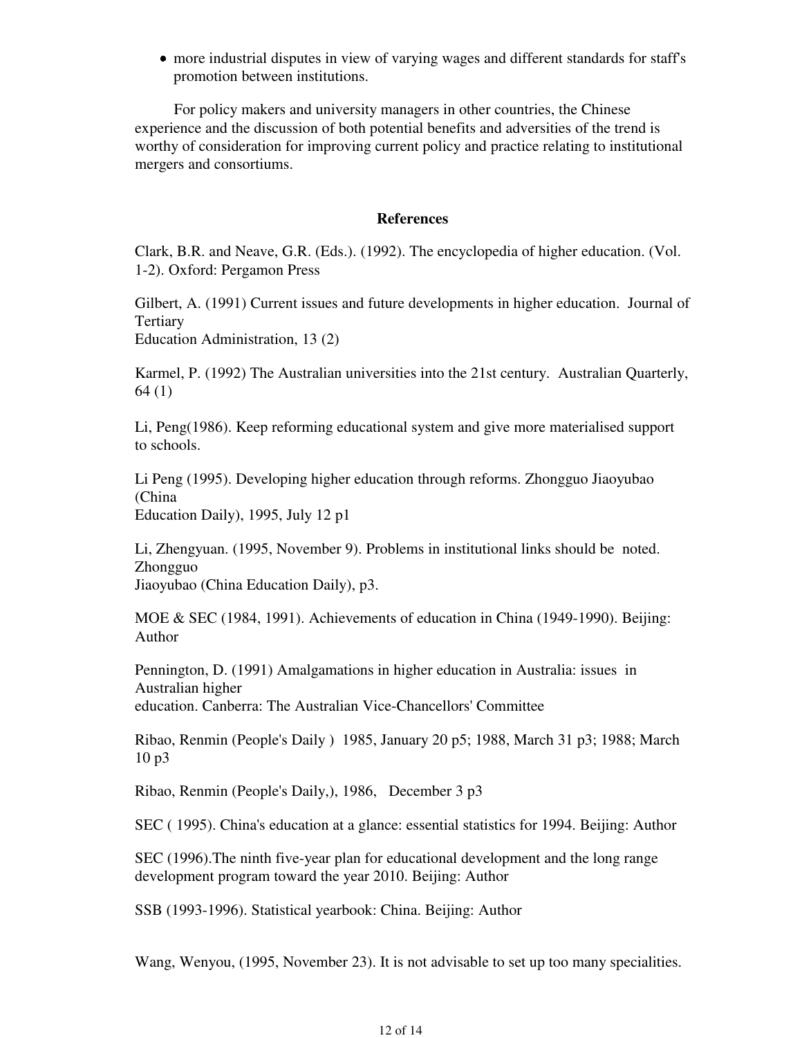- more industrial disputes in view of varying wages and different standards for staff's promotion between institutions.

For policy makers and university managers in other countries, the Chinese experience and the discussion of both potential benefits and adversities of the trend is worthy of consideration for improving current policy and practice relating to institutional mergers and consortiums.

## References

Clark, B.R. and Neave, G.R. (Eds.). (1992). The encyclopedia of higher education. (Vol. 1-2). Oxford: Pergamon Press

Gilbert, A. (1991) Current issues and future developments in higher education. Journal of Tertiary Education Administration, 13 (2)

Karmel, P. (1992) The Australian universities into the 21st century. Australian Quarterly, 64 (1)

Li, Peng(1986). Keep reforming educational system and give more materialised support to schools.

Li Peng (1995). Developing higher education through reforms. Zhongguo Jiaoyubao (China Education Daily), 1995, July 12 p1

Li, Zhengyuan. (1995, November 9). Problems in institutional links should be noted. Zhongguo Jiaoyubao (China Education Daily), p3.

MOE & SEC (1984, 1991). Achievements of education in China (1949-1990). Beijing: Author

Pennington, D. (1991) Amalgamations in higher education in Australia: issues in Australian higher education. Canberra: The Australian Vice-Chancellors' Committee

Ribao, Renmin (People's Daily ) 1985, January 20 p5; 1988, March 31 p3; 1988; March 10 p3

Ribao, Renmin (People's Daily,), 1986, December 3 p3

SEC ( 1995). China's education at a glance: essential statistics for 1994. Beijing: Author

SEC (1996).The ninth five-year plan for educational development and the long range development program toward the year 2010. Beijing: Author

SSB (1993-1996). Statistical yearbook: China. Beijing: Author

Wang, Wenyou, (1995, November 23). It is not advisable to set up too many specialities.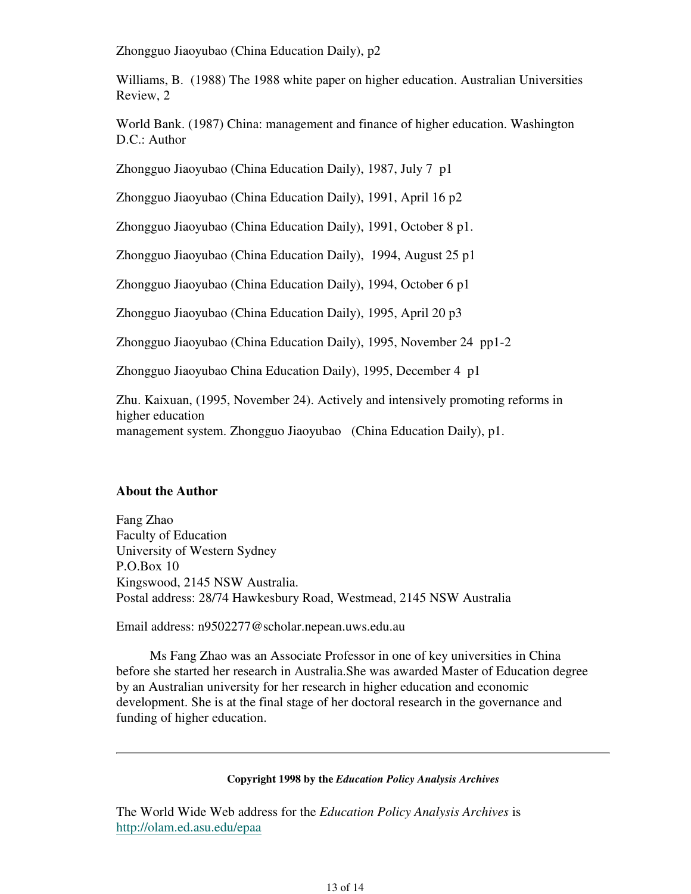Zhongguo Jiaoyubao (China Education Daily), p2

Williams, B. (1988) The 1988 white paper on higher education. Australian Universities Review, 2

World Bank. (1987) China: management and finance of higher education. Washington D.C.: Author

Zhongguo Jiaoyubao (China Education Daily), 1987, July 7 p1

Zhongguo Jiaoyubao (China Education Daily), 1991, April 16 p2

Zhongguo Jiaoyubao (China Education Daily), 1991, October 8 p1.

Zhongguo Jiaoyubao (China Education Daily), 1994, August 25 p1

Zhongguo Jiaoyubao (China Education Daily), 1994, October 6 p1

Zhongguo Jiaoyubao (China Education Daily), 1995, April 20 p3

Zhongguo Jiaoyubao (China Education Daily), 1995, November 24 pp1-2

Zhongguo Jiaoyubao China Education Daily), 1995, December 4 p1

Zhu. Kaixuan, (1995, November 24). Actively and intensively promoting reforms in higher education
management system. Zhongguo Jiaoyubao (China Education Daily), p1.

### About the Author

Fang Zhao
Faculty of Education
University of Western Sydney
P.O.Box 10
Kingswood, 2145 NSW Australia.
Postal address: 28/74 Hawkesbury Road, Westmead, 2145 NSW Australia

Email address: n9502277@scholar.nepean.uws.edu.au

Ms Fang Zhao was an Associate Professor in one of key universities in China before she started her research in Australia.She was awarded Master of Education degree by an Australian university for her research in higher education and economic development. She is at the final stage of her doctoral research in the governance and funding of higher education.

---

**Copyright 1998 by the *Education Policy Analysis Archives***

The World Wide Web address for the *Education Policy Analysis Archives* is http://olam.ed.asu.edu/epaa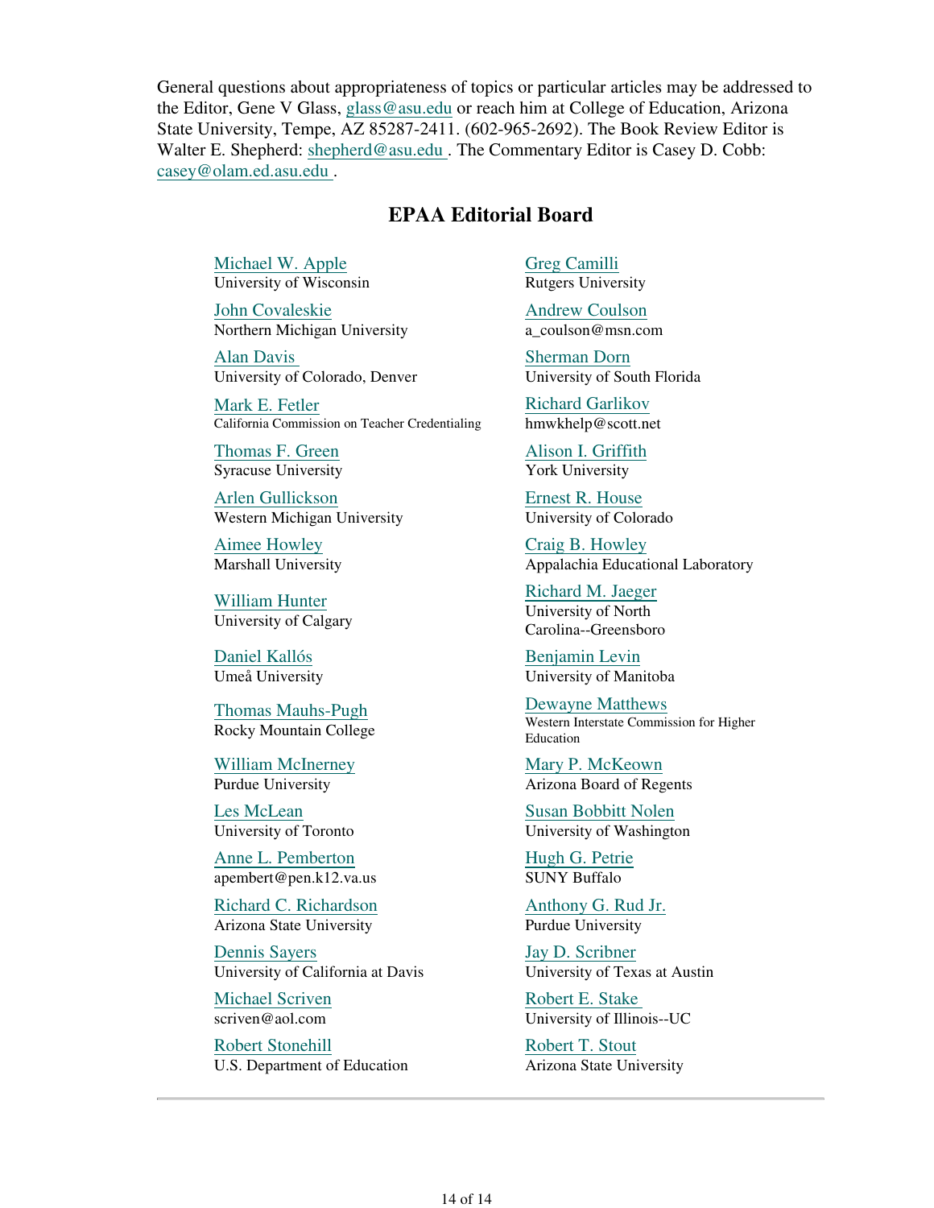General questions about appropriateness of topics or particular articles may be addressed to the Editor, Gene V Glass, glass@asu.edu or reach him at College of Education, Arizona State University, Tempe, AZ 85287-2411. (602-965-2692). The Book Review Editor is Walter E. Shepherd: shepherd@asu.edu . The Commentary Editor is Casey D. Cobb: casey@olam.ed.asu.edu .

## EPAA Editorial Board

Michael W. Apple
University of Wisconsin

Greg Camilli
Rutgers University

John Covaleskie
Northern Michigan University

Andrew Coulson
a_coulson@msn.com

Alan Davis
University of Colorado, Denver

Sherman Dorn
University of South Florida

Mark E. Fetler
California Commission on Teacher Credentialing

Richard Garlikov
hmwkhelp@scott.net

Thomas F. Green
Syracuse University

Alison I. Griffith
York University

Arlen Gullickson
Western Michigan University

Ernest R. House
University of Colorado

Aimee Howley
Marshall University

Craig B. Howley
Appalachia Educational Laboratory

William Hunter
University of Calgary

Richard M. Jaeger
University of North Carolina--Greensboro

Daniel Kallós
Umeå University

Benjamin Levin
University of Manitoba

Thomas Mauhs-Pugh
Rocky Mountain College

Dewayne Matthews
Western Interstate Commission for Higher Education

William McInerney
Purdue University

Mary P. McKeown
Arizona Board of Regents

Les McLean
University of Toronto

Susan Bobbitt Nolen
University of Washington

Anne L. Pemberton
apembert@pen.k12.va.us

Hugh G. Petrie
SUNY Buffalo

Richard C. Richardson
Arizona State University

Anthony G. Rud Jr.
Purdue University

Dennis Sayers
University of California at Davis

Jay D. Scribner
University of Texas at Austin

Michael Scriven
scriven@aol.com

Robert E. Stake
University of Illinois--UC

Robert Stonehill
U.S. Department of Education

Robert T. Stout
Arizona State University